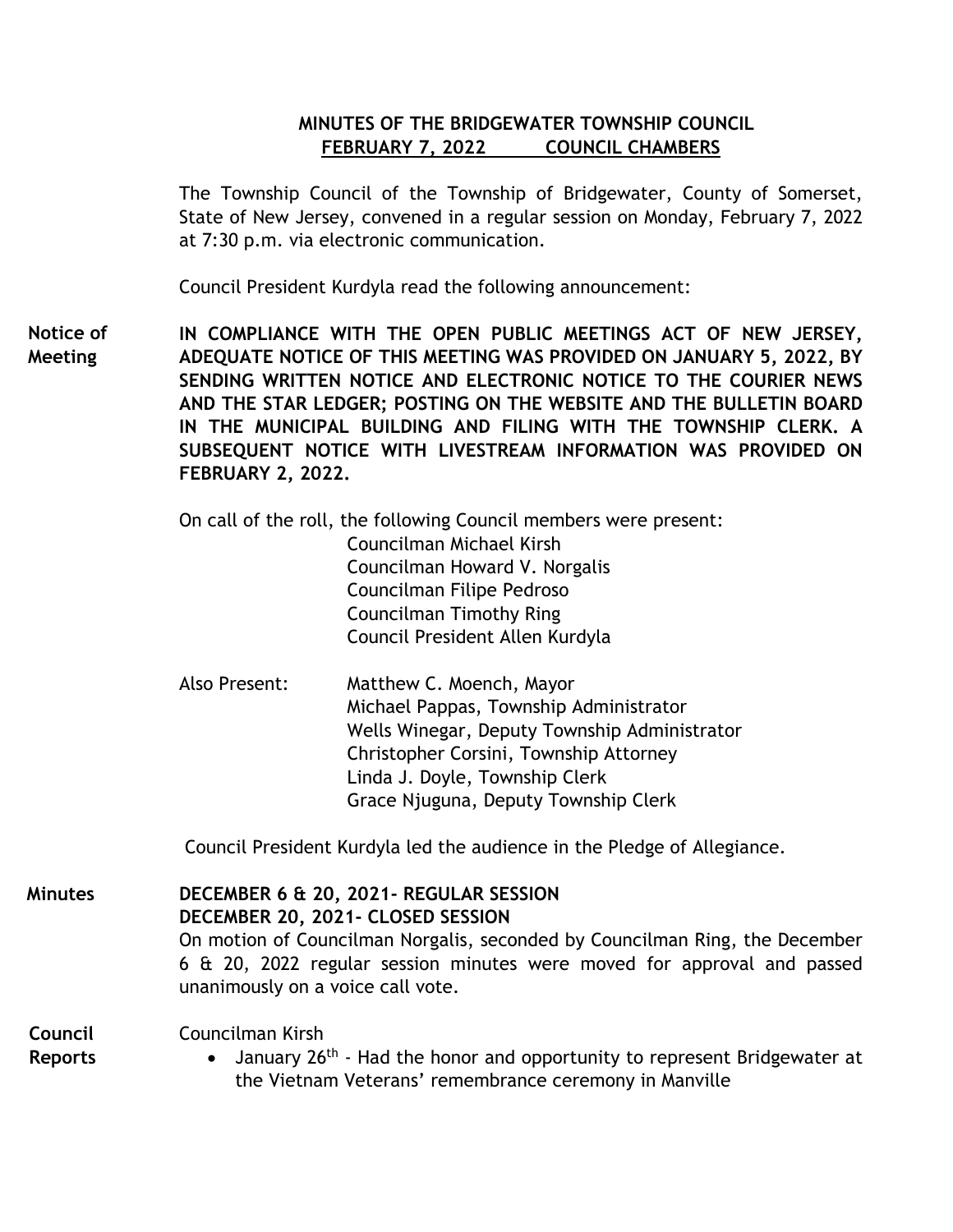# MINUTES OF THE BRIDGEWATER TOWNSHIP COUNCIL
## FEBRUARY 7, 2022 COUNCIL CHAMBERS

The Township Council of the Township of Bridgewater, County of Somerset, State of New Jersey, convened in a regular session on Monday, February 7, 2022 at 7:30 p.m. via electronic communication.

Council President Kurdyla read the following announcement:

**Notice of Meeting**

**IN COMPLIANCE WITH THE OPEN PUBLIC MEETINGS ACT OF NEW JERSEY, ADEQUATE NOTICE OF THIS MEETING WAS PROVIDED ON JANUARY 5, 2022, BY SENDING WRITTEN NOTICE AND ELECTRONIC NOTICE TO THE COURIER NEWS AND THE STAR LEDGER; POSTING ON THE WEBSITE AND THE BULLETIN BOARD IN THE MUNICIPAL BUILDING AND FILING WITH THE TOWNSHIP CLERK. A SUBSEQUENT NOTICE WITH LIVESTREAM INFORMATION WAS PROVIDED ON FEBRUARY 2, 2022.**

On call of the roll, the following Council members were present:

Councilman Michael Kirsh  
Councilman Howard V. Norgalis  
Councilman Filipe Pedroso  
Councilman Timothy Ring  
Council President Allen Kurdyla

Also Present:

Matthew C. Moench, Mayor  
Michael Pappas, Township Administrator  
Wells Winegar, Deputy Township Administrator  
Christopher Corsini, Township Attorney  
Linda J. Doyle, Township Clerk  
Grace Njuguna, Deputy Township Clerk

Council President Kurdyla led the audience in the Pledge of Allegiance.

**Minutes**

**DECEMBER 6 & 20, 2021- REGULAR SESSION**  
**DECEMBER 20, 2021- CLOSED SESSION**  
On motion of Councilman Norgalis, seconded by Councilman Ring, the December 6 & 20, 2022 regular session minutes were moved for approval and passed unanimously on a voice call vote.

**Council Reports**

Councilman Kirsh

- January 26th - Had the honor and opportunity to represent Bridgewater at the Vietnam Veterans' remembrance ceremony in Manville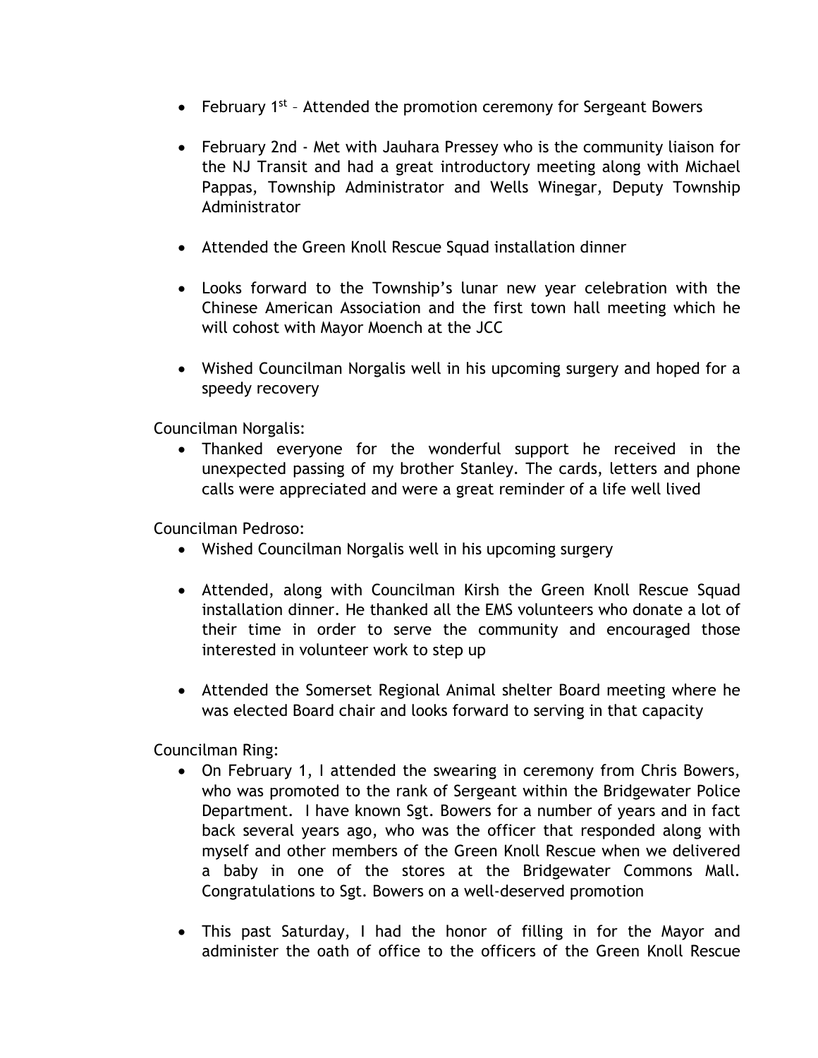- February 1st – Attended the promotion ceremony for Sergeant Bowers

- February 2nd - Met with Jauhara Pressey who is the community liaison for the NJ Transit and had a great introductory meeting along with Michael Pappas, Township Administrator and Wells Winegar, Deputy Township Administrator

- Attended the Green Knoll Rescue Squad installation dinner

- Looks forward to the Township's lunar new year celebration with the Chinese American Association and the first town hall meeting which he will cohost with Mayor Moench at the JCC

- Wished Councilman Norgalis well in his upcoming surgery and hoped for a speedy recovery

Councilman Norgalis:

- Thanked everyone for the wonderful support he received in the unexpected passing of my brother Stanley. The cards, letters and phone calls were appreciated and were a great reminder of a life well lived

Councilman Pedroso:

- Wished Councilman Norgalis well in his upcoming surgery

- Attended, along with Councilman Kirsh the Green Knoll Rescue Squad installation dinner. He thanked all the EMS volunteers who donate a lot of their time in order to serve the community and encouraged those interested in volunteer work to step up

- Attended the Somerset Regional Animal shelter Board meeting where he was elected Board chair and looks forward to serving in that capacity

Councilman Ring:

- On February 1, I attended the swearing in ceremony from Chris Bowers, who was promoted to the rank of Sergeant within the Bridgewater Police Department. I have known Sgt. Bowers for a number of years and in fact back several years ago, who was the officer that responded along with myself and other members of the Green Knoll Rescue when we delivered a baby in one of the stores at the Bridgewater Commons Mall. Congratulations to Sgt. Bowers on a well-deserved promotion

- This past Saturday, I had the honor of filling in for the Mayor and administer the oath of office to the officers of the Green Knoll Rescue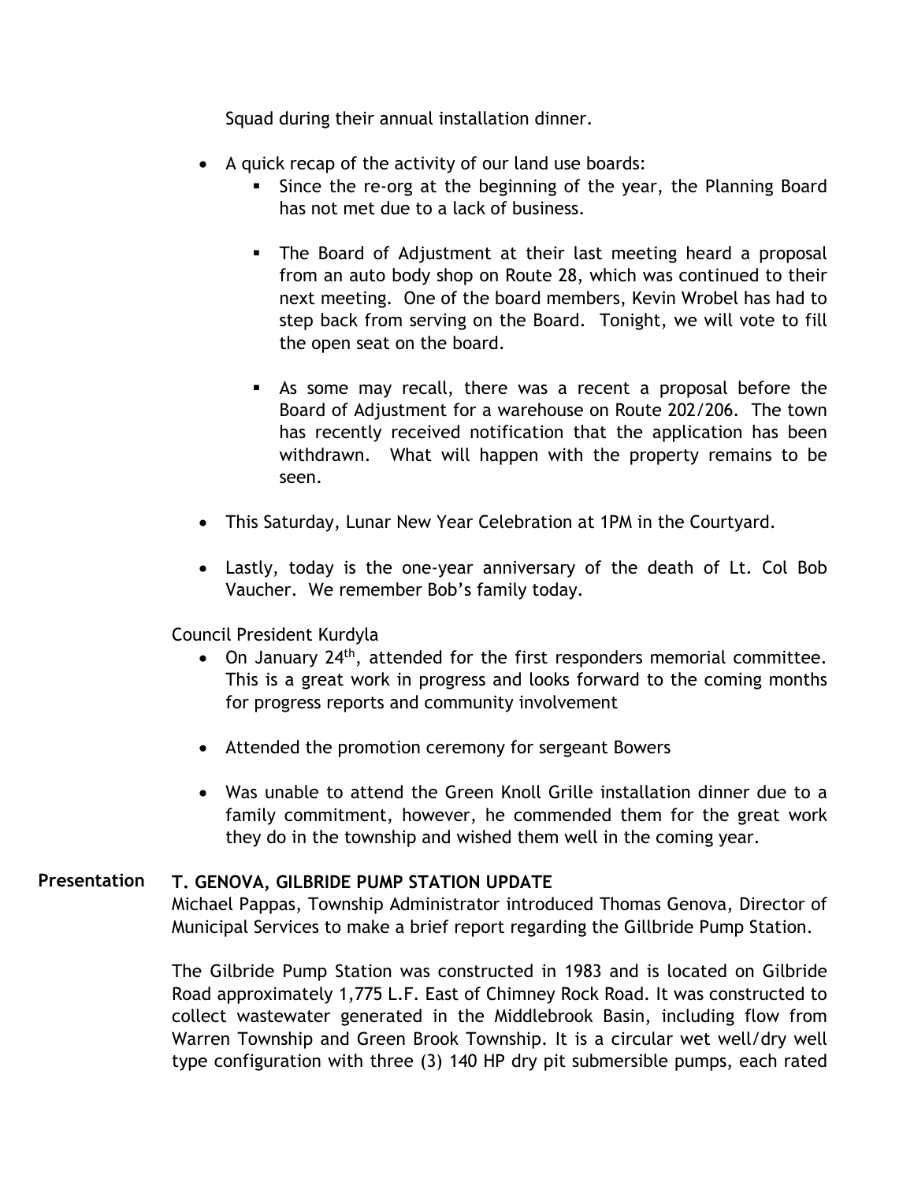Squad during their annual installation dinner.

- A quick recap of the activity of our land use boards:
  - Since the re-org at the beginning of the year, the Planning Board has not met due to a lack of business.
  - The Board of Adjustment at their last meeting heard a proposal from an auto body shop on Route 28, which was continued to their next meeting. One of the board members, Kevin Wrobel has had to step back from serving on the Board. Tonight, we will vote to fill the open seat on the board.
  - As some may recall, there was a recent a proposal before the Board of Adjustment for a warehouse on Route 202/206. The town has recently received notification that the application has been withdrawn. What will happen with the property remains to be seen.
- This Saturday, Lunar New Year Celebration at 1PM in the Courtyard.
- Lastly, today is the one-year anniversary of the death of Lt. Col Bob Vaucher. We remember Bob's family today.

Council President Kurdyla

- On January 24th, attended for the first responders memorial committee. This is a great work in progress and looks forward to the coming months for progress reports and community involvement
- Attended the promotion ceremony for sergeant Bowers
- Was unable to attend the Green Knoll Grille installation dinner due to a family commitment, however, he commended them for the great work they do in the township and wished them well in the coming year.

**Presentation** **T. GENOVA, GILBRIDE PUMP STATION UPDATE**

Michael Pappas, Township Administrator introduced Thomas Genova, Director of Municipal Services to make a brief report regarding the Gillbride Pump Station.

The Gilbride Pump Station was constructed in 1983 and is located on Gilbride Road approximately 1,775 L.F. East of Chimney Rock Road. It was constructed to collect wastewater generated in the Middlebrook Basin, including flow from Warren Township and Green Brook Township. It is a circular wet well/dry well type configuration with three (3) 140 HP dry pit submersible pumps, each rated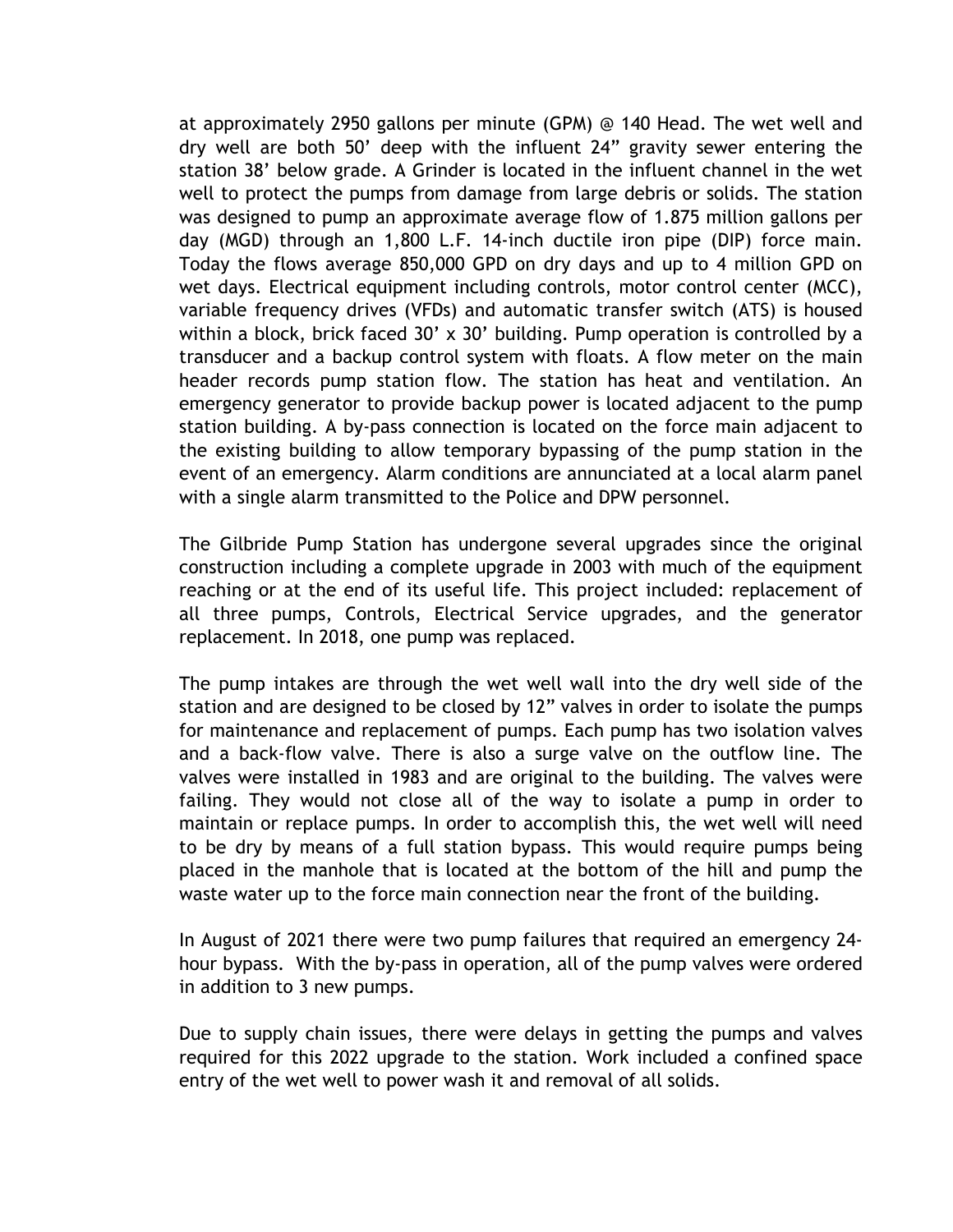at approximately 2950 gallons per minute (GPM) @ 140 Head. The wet well and dry well are both 50' deep with the influent 24" gravity sewer entering the station 38' below grade. A Grinder is located in the influent channel in the wet well to protect the pumps from damage from large debris or solids. The station was designed to pump an approximate average flow of 1.875 million gallons per day (MGD) through an 1,800 L.F. 14-inch ductile iron pipe (DIP) force main. Today the flows average 850,000 GPD on dry days and up to 4 million GPD on wet days. Electrical equipment including controls, motor control center (MCC), variable frequency drives (VFDs) and automatic transfer switch (ATS) is housed within a block, brick faced 30' x 30' building. Pump operation is controlled by a transducer and a backup control system with floats. A flow meter on the main header records pump station flow. The station has heat and ventilation. An emergency generator to provide backup power is located adjacent to the pump station building. A by-pass connection is located on the force main adjacent to the existing building to allow temporary bypassing of the pump station in the event of an emergency. Alarm conditions are annunciated at a local alarm panel with a single alarm transmitted to the Police and DPW personnel.

The Gilbride Pump Station has undergone several upgrades since the original construction including a complete upgrade in 2003 with much of the equipment reaching or at the end of its useful life. This project included: replacement of all three pumps, Controls, Electrical Service upgrades, and the generator replacement. In 2018, one pump was replaced.

The pump intakes are through the wet well wall into the dry well side of the station and are designed to be closed by 12" valves in order to isolate the pumps for maintenance and replacement of pumps. Each pump has two isolation valves and a back-flow valve. There is also a surge valve on the outflow line. The valves were installed in 1983 and are original to the building. The valves were failing. They would not close all of the way to isolate a pump in order to maintain or replace pumps. In order to accomplish this, the wet well will need to be dry by means of a full station bypass. This would require pumps being placed in the manhole that is located at the bottom of the hill and pump the waste water up to the force main connection near the front of the building.

In August of 2021 there were two pump failures that required an emergency 24-hour bypass. With the by-pass in operation, all of the pump valves were ordered in addition to 3 new pumps.

Due to supply chain issues, there were delays in getting the pumps and valves required for this 2022 upgrade to the station. Work included a confined space entry of the wet well to power wash it and removal of all solids.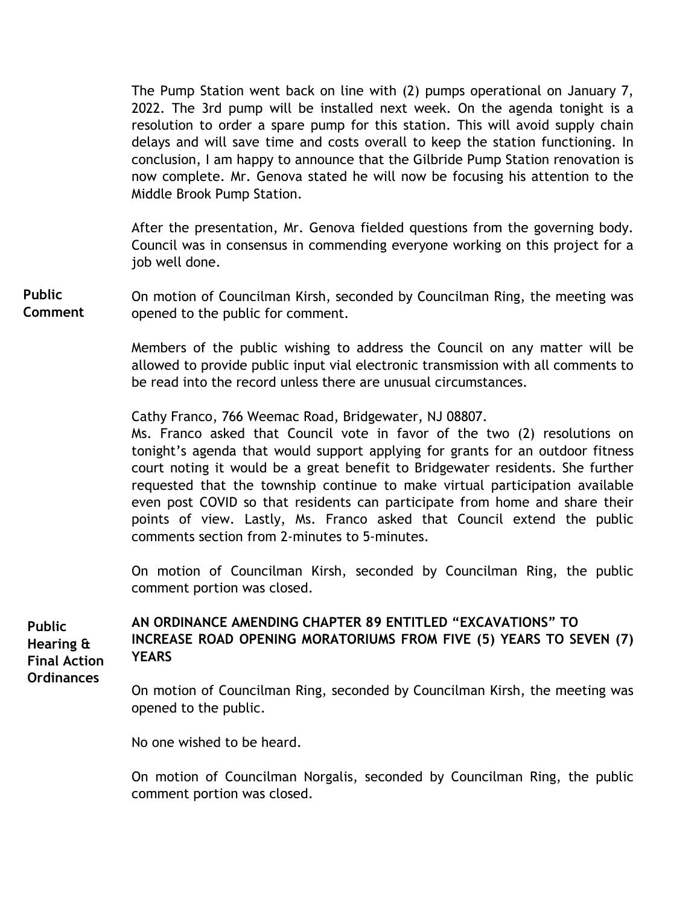The Pump Station went back on line with (2) pumps operational on January 7, 2022. The 3rd pump will be installed next week. On the agenda tonight is a resolution to order a spare pump for this station. This will avoid supply chain delays and will save time and costs overall to keep the station functioning. In conclusion, I am happy to announce that the Gilbride Pump Station renovation is now complete. Mr. Genova stated he will now be focusing his attention to the Middle Brook Pump Station.

After the presentation, Mr. Genova fielded questions from the governing body. Council was in consensus in commending everyone working on this project for a job well done.

**Public Comment**

On motion of Councilman Kirsh, seconded by Councilman Ring, the meeting was opened to the public for comment.

Members of the public wishing to address the Council on any matter will be allowed to provide public input vial electronic transmission with all comments to be read into the record unless there are unusual circumstances.

Cathy Franco, 766 Weemac Road, Bridgewater, NJ 08807.
Ms. Franco asked that Council vote in favor of the two (2) resolutions on tonight's agenda that would support applying for grants for an outdoor fitness court noting it would be a great benefit to Bridgewater residents. She further requested that the township continue to make virtual participation available even post COVID so that residents can participate from home and share their points of view. Lastly, Ms. Franco asked that Council extend the public comments section from 2-minutes to 5-minutes.

On motion of Councilman Kirsh, seconded by Councilman Ring, the public comment portion was closed.

**Public Hearing & Final Action Ordinances**

**AN ORDINANCE AMENDING CHAPTER 89 ENTITLED "EXCAVATIONS" TO INCREASE ROAD OPENING MORATORIUMS FROM FIVE (5) YEARS TO SEVEN (7) YEARS**

On motion of Councilman Ring, seconded by Councilman Kirsh, the meeting was opened to the public.

No one wished to be heard.

On motion of Councilman Norgalis, seconded by Councilman Ring, the public comment portion was closed.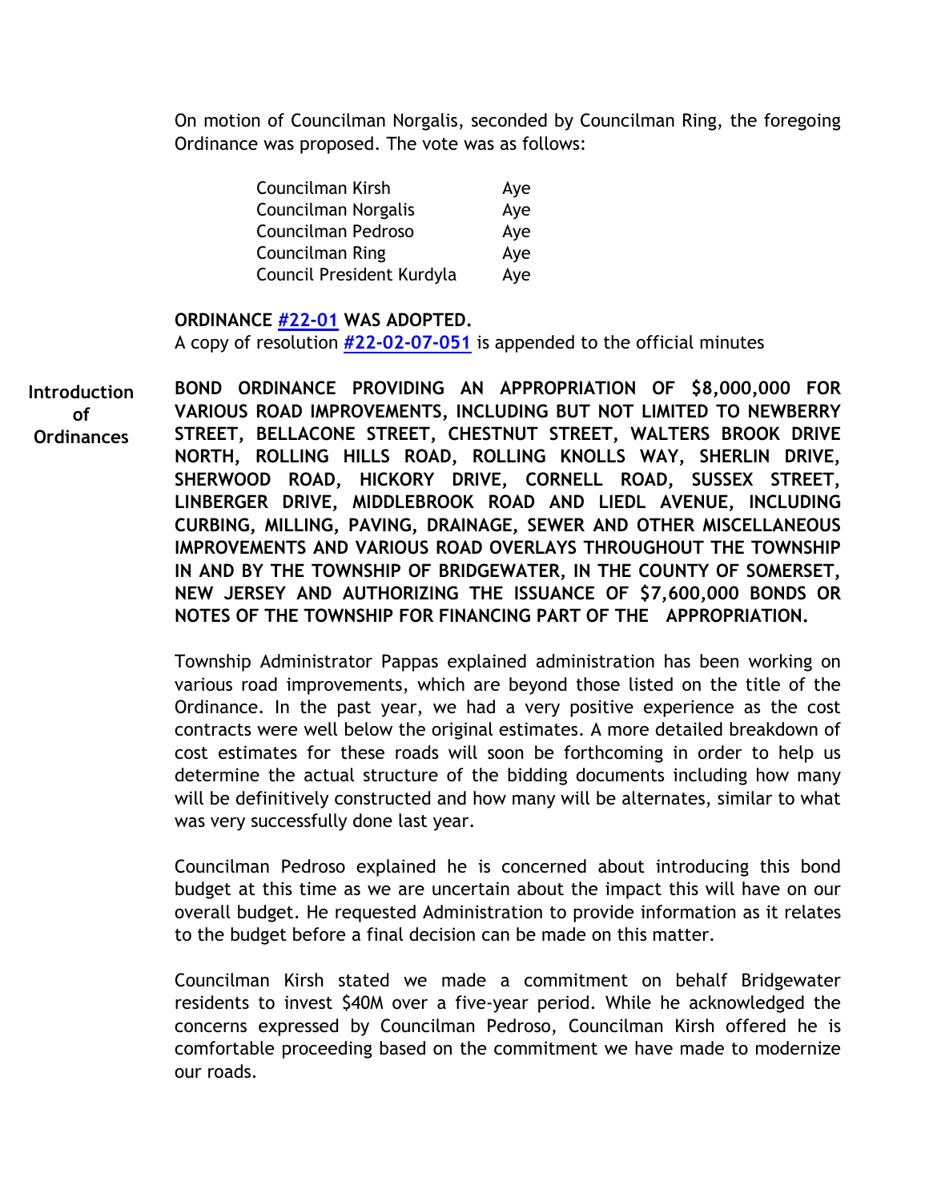On motion of Councilman Norgalis, seconded by Councilman Ring, the foregoing Ordinance was proposed. The vote was as follows:

| | |
|---|---|
| Councilman Kirsh | Aye |
| Councilman Norgalis | Aye |
| Councilman Pedroso | Aye |
| Councilman Ring | Aye |
| Council President Kurdyla | Aye |

**ORDINANCE #22-01 WAS ADOPTED.**
A copy of resolution **#22-02-07-051** is appended to the official minutes

**Introduction of Ordinances**

**BOND ORDINANCE PROVIDING AN APPROPRIATION OF $8,000,000 FOR VARIOUS ROAD IMPROVEMENTS, INCLUDING BUT NOT LIMITED TO NEWBERRY STREET, BELLACONE STREET, CHESTNUT STREET, WALTERS BROOK DRIVE NORTH, ROLLING HILLS ROAD, ROLLING KNOLLS WAY, SHERLIN DRIVE, SHERWOOD ROAD, HICKORY DRIVE, CORNELL ROAD, SUSSEX STREET, LINBERGER DRIVE, MIDDLEBROOK ROAD AND LIEDL AVENUE, INCLUDING CURBING, MILLING, PAVING, DRAINAGE, SEWER AND OTHER MISCELLANEOUS IMPROVEMENTS AND VARIOUS ROAD OVERLAYS THROUGHOUT THE TOWNSHIP IN AND BY THE TOWNSHIP OF BRIDGEWATER, IN THE COUNTY OF SOMERSET, NEW JERSEY AND AUTHORIZING THE ISSUANCE OF $7,600,000 BONDS OR NOTES OF THE TOWNSHIP FOR FINANCING PART OF THE APPROPRIATION.**

Township Administrator Pappas explained administration has been working on various road improvements, which are beyond those listed on the title of the Ordinance. In the past year, we had a very positive experience as the cost contracts were well below the original estimates. A more detailed breakdown of cost estimates for these roads will soon be forthcoming in order to help us determine the actual structure of the bidding documents including how many will be definitively constructed and how many will be alternates, similar to what was very successfully done last year.

Councilman Pedroso explained he is concerned about introducing this bond budget at this time as we are uncertain about the impact this will have on our overall budget. He requested Administration to provide information as it relates to the budget before a final decision can be made on this matter.

Councilman Kirsh stated we made a commitment on behalf Bridgewater residents to invest $40M over a five-year period. While he acknowledged the concerns expressed by Councilman Pedroso, Councilman Kirsh offered he is comfortable proceeding based on the commitment we have made to modernize our roads.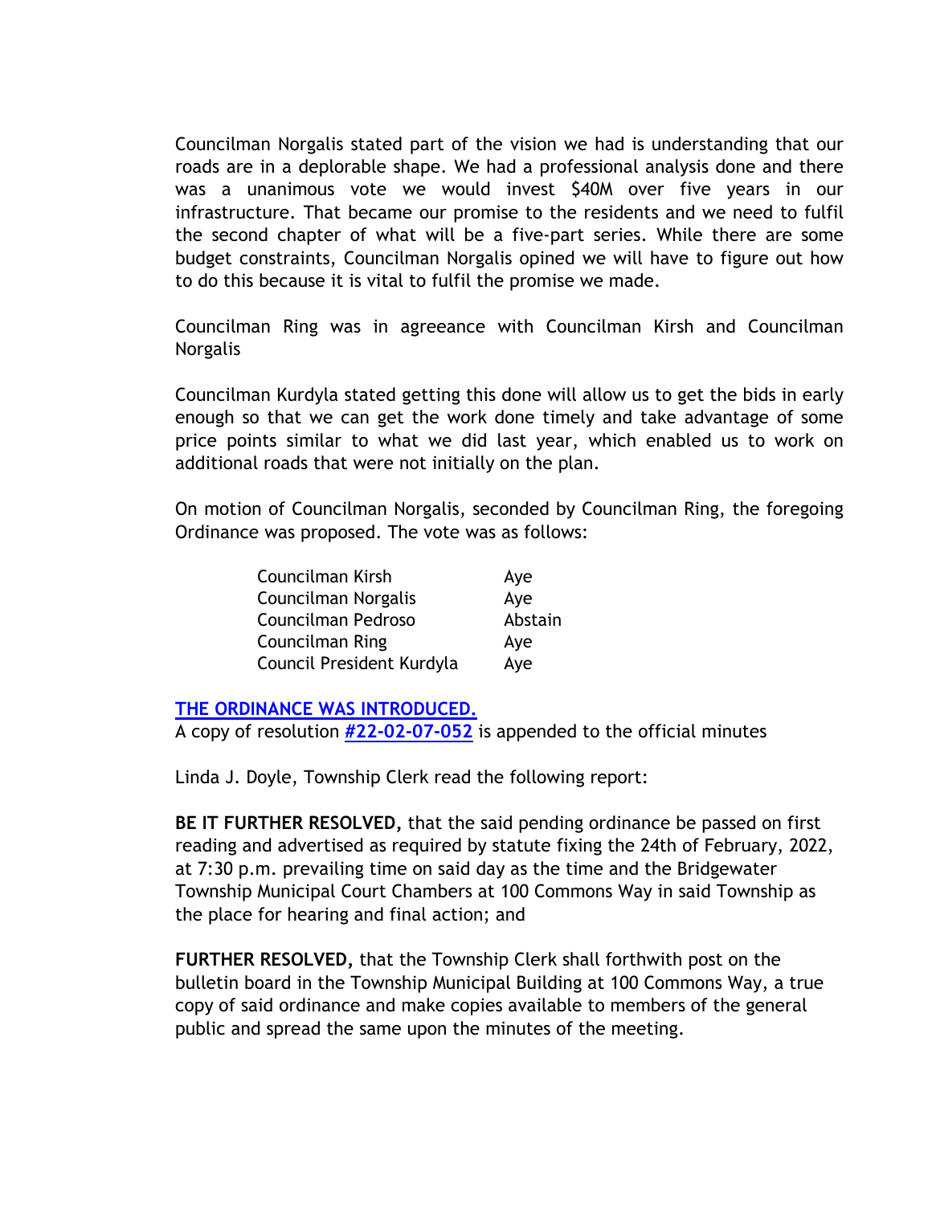Councilman Norgalis stated part of the vision we had is understanding that our roads are in a deplorable shape. We had a professional analysis done and there was a unanimous vote we would invest $40M over five years in our infrastructure. That became our promise to the residents and we need to fulfil the second chapter of what will be a five-part series. While there are some budget constraints, Councilman Norgalis opined we will have to figure out how to do this because it is vital to fulfil the promise we made.

Councilman Ring was in agreeance with Councilman Kirsh and Councilman Norgalis

Councilman Kurdyla stated getting this done will allow us to get the bids in early enough so that we can get the work done timely and take advantage of some price points similar to what we did last year, which enabled us to work on additional roads that were not initially on the plan.

On motion of Councilman Norgalis, seconded by Councilman Ring, the foregoing Ordinance was proposed. The vote was as follows:

| | |
|---|---|
| Councilman Kirsh | Aye |
| Councilman Norgalis | Aye |
| Councilman Pedroso | Abstain |
| Councilman Ring | Aye |
| Council President Kurdyla | Aye |

**THE ORDINANCE WAS INTRODUCED.**

A copy of resolution **#22-02-07-052** is appended to the official minutes

Linda J. Doyle, Township Clerk read the following report:

**BE IT FURTHER RESOLVED,** that the said pending ordinance be passed on first reading and advertised as required by statute fixing the 24th of February, 2022, at 7:30 p.m. prevailing time on said day as the time and the Bridgewater Township Municipal Court Chambers at 100 Commons Way in said Township as the place for hearing and final action; and

**FURTHER RESOLVED,** that the Township Clerk shall forthwith post on the bulletin board in the Township Municipal Building at 100 Commons Way, a true copy of said ordinance and make copies available to members of the general public and spread the same upon the minutes of the meeting.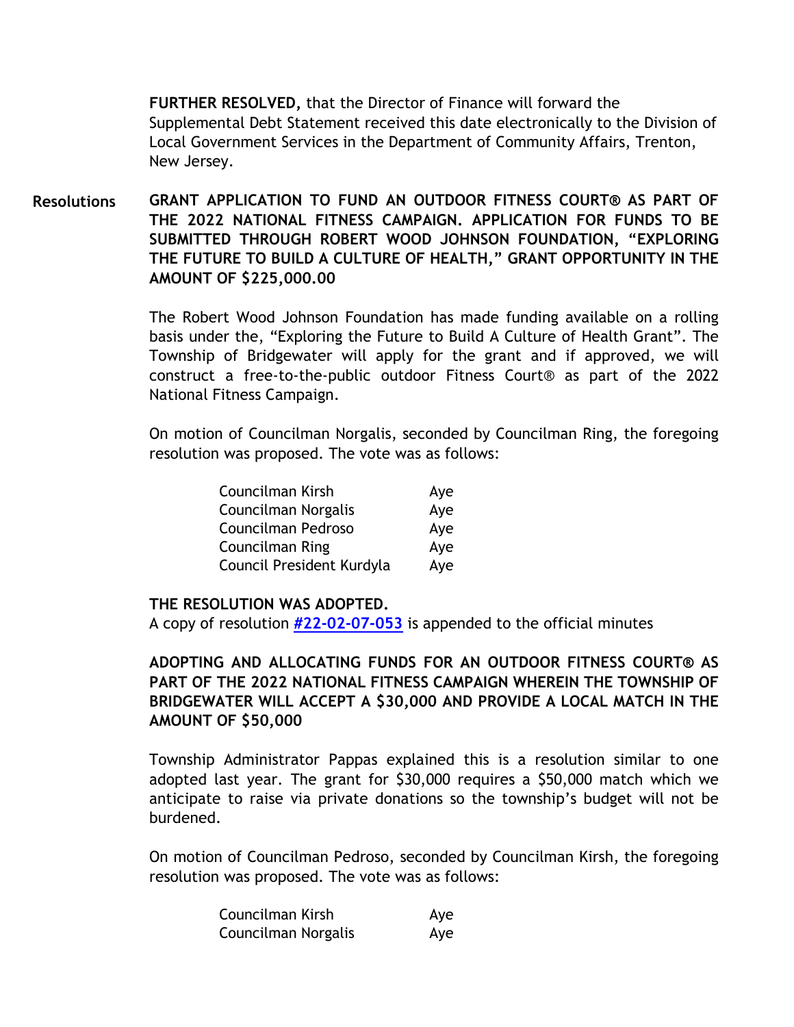**FURTHER RESOLVED,** that the Director of Finance will forward the Supplemental Debt Statement received this date electronically to the Division of Local Government Services in the Department of Community Affairs, Trenton, New Jersey.

**Resolutions**

**GRANT APPLICATION TO FUND AN OUTDOOR FITNESS COURT® AS PART OF THE 2022 NATIONAL FITNESS CAMPAIGN. APPLICATION FOR FUNDS TO BE SUBMITTED THROUGH ROBERT WOOD JOHNSON FOUNDATION, "EXPLORING THE FUTURE TO BUILD A CULTURE OF HEALTH," GRANT OPPORTUNITY IN THE AMOUNT OF $225,000.00**

The Robert Wood Johnson Foundation has made funding available on a rolling basis under the, "Exploring the Future to Build A Culture of Health Grant". The Township of Bridgewater will apply for the grant and if approved, we will construct a free-to-the-public outdoor Fitness Court® as part of the 2022 National Fitness Campaign.

On motion of Councilman Norgalis, seconded by Councilman Ring, the foregoing resolution was proposed. The vote was as follows:

| | |
|---|---|
| Councilman Kirsh | Aye |
| Councilman Norgalis | Aye |
| Councilman Pedroso | Aye |
| Councilman Ring | Aye |
| Council President Kurdyla | Aye |

**THE RESOLUTION WAS ADOPTED.**
A copy of resolution **#22-02-07-053** is appended to the official minutes

**ADOPTING AND ALLOCATING FUNDS FOR AN OUTDOOR FITNESS COURT® AS PART OF THE 2022 NATIONAL FITNESS CAMPAIGN WHEREIN THE TOWNSHIP OF BRIDGEWATER WILL ACCEPT A $30,000 AND PROVIDE A LOCAL MATCH IN THE AMOUNT OF $50,000**

Township Administrator Pappas explained this is a resolution similar to one adopted last year. The grant for $30,000 requires a $50,000 match which we anticipate to raise via private donations so the township's budget will not be burdened.

On motion of Councilman Pedroso, seconded by Councilman Kirsh, the foregoing resolution was proposed. The vote was as follows:

| | |
|---|---|
| Councilman Kirsh | Aye |
| Councilman Norgalis | Aye |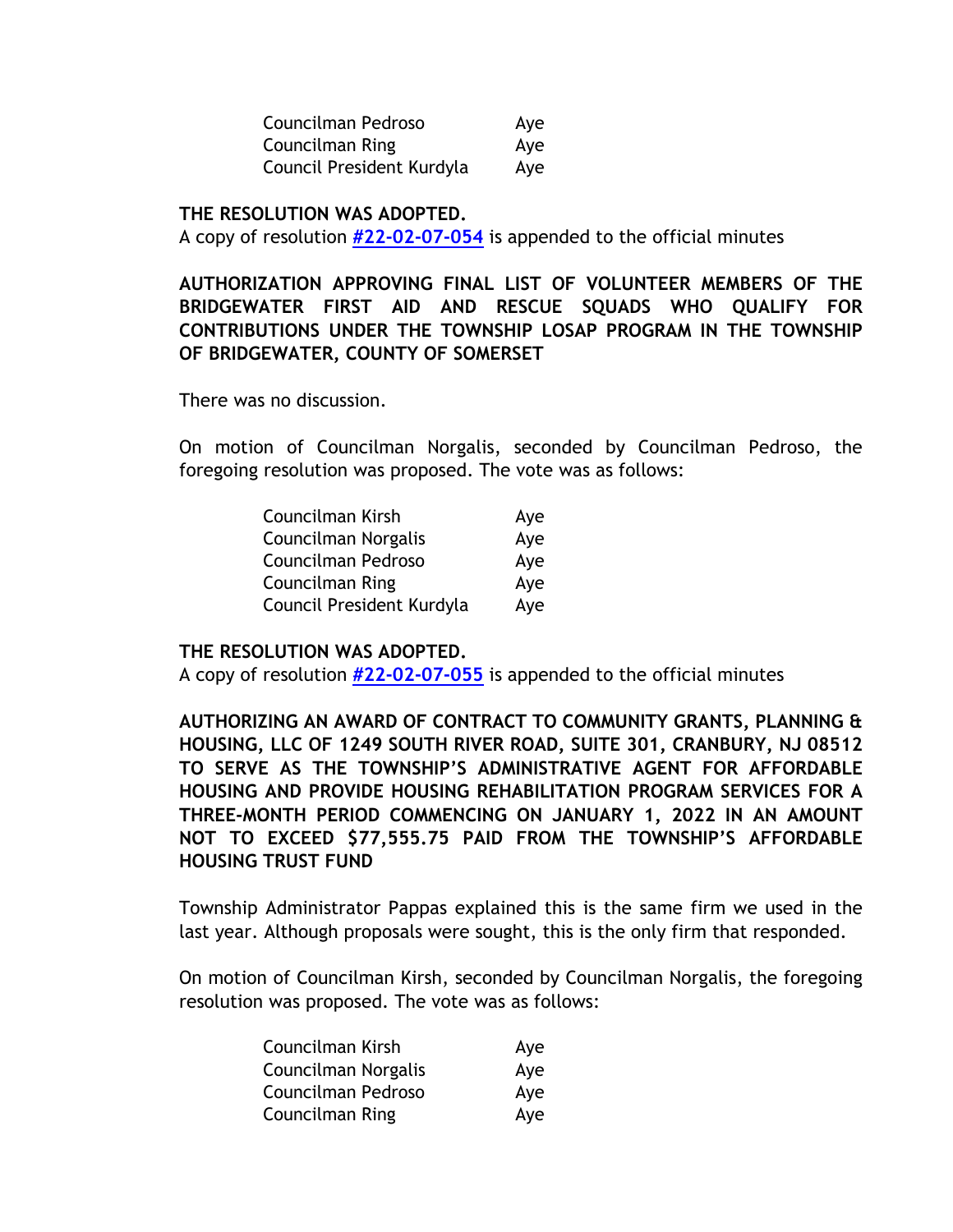| | |
|---|---|
| Councilman Pedroso | Aye |
| Councilman Ring | Aye |
| Council President Kurdyla | Aye |

**THE RESOLUTION WAS ADOPTED.**
A copy of resolution **#22-02-07-054** is appended to the official minutes

**AUTHORIZATION APPROVING FINAL LIST OF VOLUNTEER MEMBERS OF THE BRIDGEWATER FIRST AID AND RESCUE SQUADS WHO QUALIFY FOR CONTRIBUTIONS UNDER THE TOWNSHIP LOSAP PROGRAM IN THE TOWNSHIP OF BRIDGEWATER, COUNTY OF SOMERSET**

There was no discussion.

On motion of Councilman Norgalis, seconded by Councilman Pedroso, the foregoing resolution was proposed. The vote was as follows:

| | |
|---|---|
| Councilman Kirsh | Aye |
| Councilman Norgalis | Aye |
| Councilman Pedroso | Aye |
| Councilman Ring | Aye |
| Council President Kurdyla | Aye |

**THE RESOLUTION WAS ADOPTED.**
A copy of resolution **#22-02-07-055** is appended to the official minutes

**AUTHORIZING AN AWARD OF CONTRACT TO COMMUNITY GRANTS, PLANNING & HOUSING, LLC OF 1249 SOUTH RIVER ROAD, SUITE 301, CRANBURY, NJ 08512 TO SERVE AS THE TOWNSHIP'S ADMINISTRATIVE AGENT FOR AFFORDABLE HOUSING AND PROVIDE HOUSING REHABILITATION PROGRAM SERVICES FOR A THREE-MONTH PERIOD COMMENCING ON JANUARY 1, 2022 IN AN AMOUNT NOT TO EXCEED $77,555.75 PAID FROM THE TOWNSHIP'S AFFORDABLE HOUSING TRUST FUND**

Township Administrator Pappas explained this is the same firm we used in the last year. Although proposals were sought, this is the only firm that responded.

On motion of Councilman Kirsh, seconded by Councilman Norgalis, the foregoing resolution was proposed. The vote was as follows:

| | |
|---|---|
| Councilman Kirsh | Aye |
| Councilman Norgalis | Aye |
| Councilman Pedroso | Aye |
| Councilman Ring | Aye |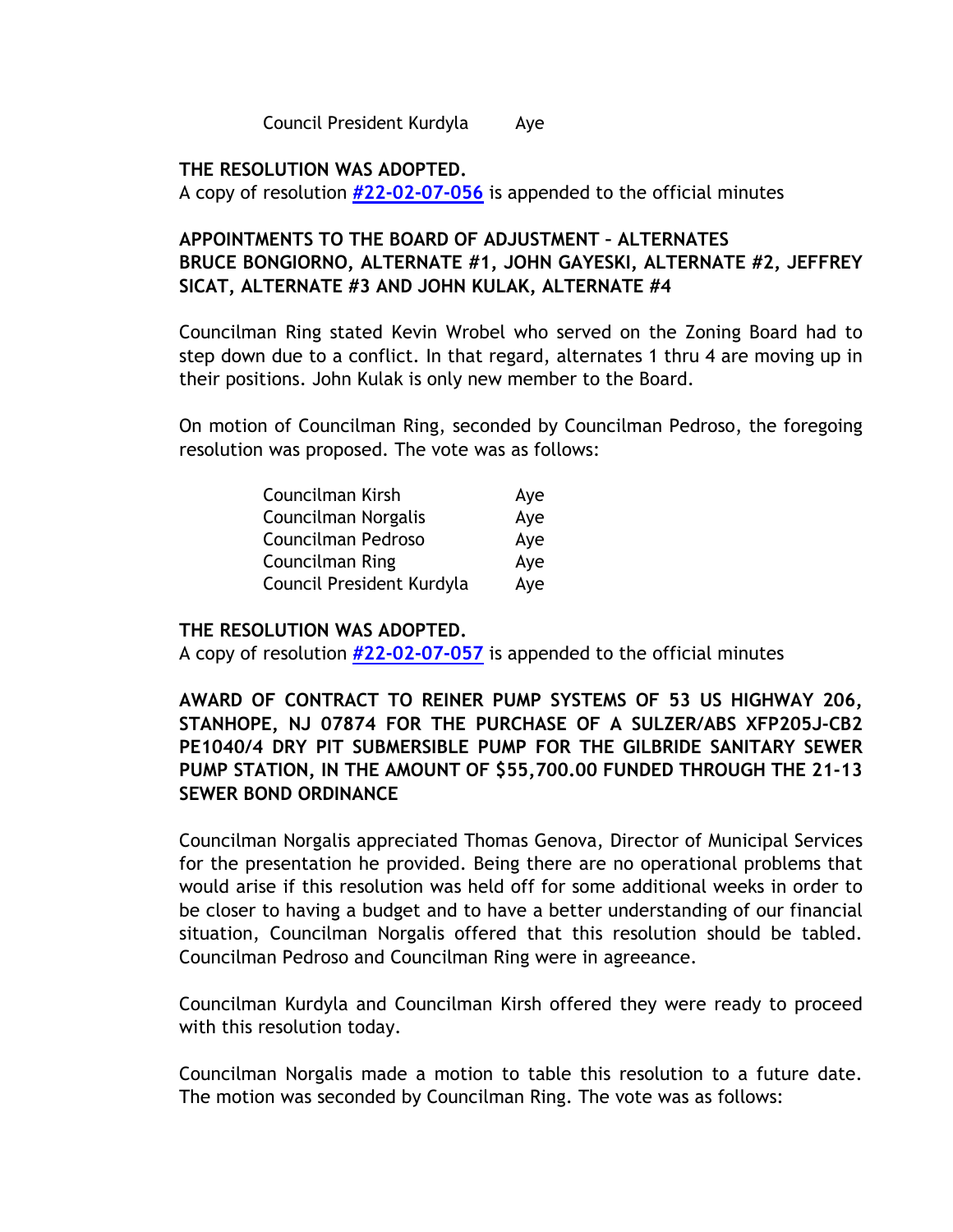Council President Kurdyla Aye

**THE RESOLUTION WAS ADOPTED.**
A copy of resolution **#22-02-07-056** is appended to the official minutes

**APPOINTMENTS TO THE BOARD OF ADJUSTMENT – ALTERNATES BRUCE BONGIORNO, ALTERNATE #1, JOHN GAYESKI, ALTERNATE #2, JEFFREY SICAT, ALTERNATE #3 AND JOHN KULAK, ALTERNATE #4**

Councilman Ring stated Kevin Wrobel who served on the Zoning Board had to step down due to a conflict. In that regard, alternates 1 thru 4 are moving up in their positions. John Kulak is only new member to the Board.

On motion of Councilman Ring, seconded by Councilman Pedroso, the foregoing resolution was proposed. The vote was as follows:

| | |
|---|---|
| Councilman Kirsh | Aye |
| Councilman Norgalis | Aye |
| Councilman Pedroso | Aye |
| Councilman Ring | Aye |
| Council President Kurdyla | Aye |

**THE RESOLUTION WAS ADOPTED.**
A copy of resolution **#22-02-07-057** is appended to the official minutes

**AWARD OF CONTRACT TO REINER PUMP SYSTEMS OF 53 US HIGHWAY 206, STANHOPE, NJ 07874 FOR THE PURCHASE OF A SULZER/ABS XFP205J-CB2 PE1040/4 DRY PIT SUBMERSIBLE PUMP FOR THE GILBRIDE SANITARY SEWER PUMP STATION, IN THE AMOUNT OF $55,700.00 FUNDED THROUGH THE 21-13 SEWER BOND ORDINANCE**

Councilman Norgalis appreciated Thomas Genova, Director of Municipal Services for the presentation he provided. Being there are no operational problems that would arise if this resolution was held off for some additional weeks in order to be closer to having a budget and to have a better understanding of our financial situation, Councilman Norgalis offered that this resolution should be tabled. Councilman Pedroso and Councilman Ring were in agreeance.

Councilman Kurdyla and Councilman Kirsh offered they were ready to proceed with this resolution today.

Councilman Norgalis made a motion to table this resolution to a future date. The motion was seconded by Councilman Ring. The vote was as follows: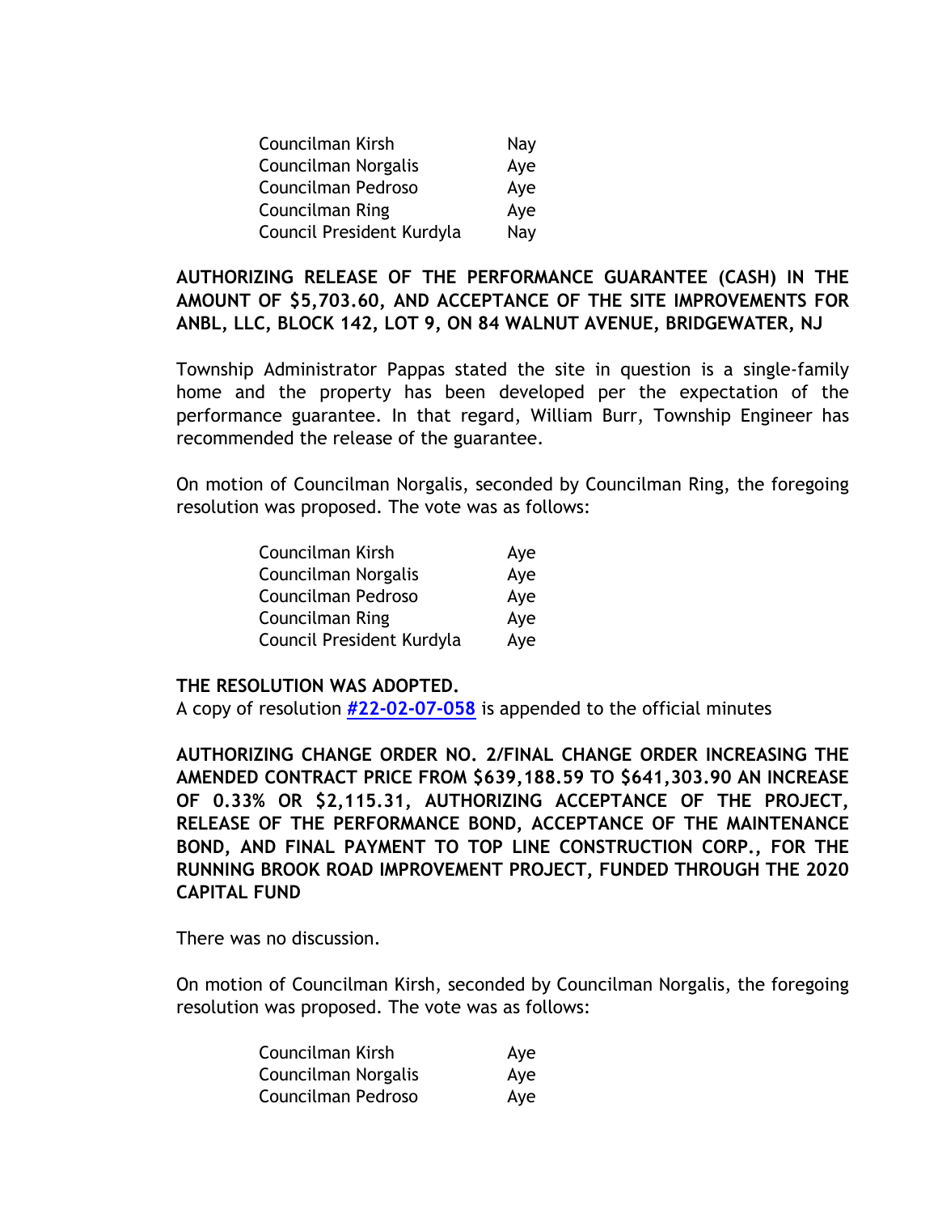| | |
|---|---|
| Councilman Kirsh | Nay |
| Councilman Norgalis | Aye |
| Councilman Pedroso | Aye |
| Councilman Ring | Aye |
| Council President Kurdyla | Nay |

**AUTHORIZING RELEASE OF THE PERFORMANCE GUARANTEE (CASH) IN THE AMOUNT OF $5,703.60, AND ACCEPTANCE OF THE SITE IMPROVEMENTS FOR ANBL, LLC, BLOCK 142, LOT 9, ON 84 WALNUT AVENUE, BRIDGEWATER, NJ**

Township Administrator Pappas stated the site in question is a single-family home and the property has been developed per the expectation of the performance guarantee. In that regard, William Burr, Township Engineer has recommended the release of the guarantee.

On motion of Councilman Norgalis, seconded by Councilman Ring, the foregoing resolution was proposed. The vote was as follows:

| | |
|---|---|
| Councilman Kirsh | Aye |
| Councilman Norgalis | Aye |
| Councilman Pedroso | Aye |
| Councilman Ring | Aye |
| Council President Kurdyla | Aye |

**THE RESOLUTION WAS ADOPTED.**
A copy of resolution **#22-02-07-058** is appended to the official minutes

**AUTHORIZING CHANGE ORDER NO. 2/FINAL CHANGE ORDER INCREASING THE AMENDED CONTRACT PRICE FROM $639,188.59 TO $641,303.90 AN INCREASE OF 0.33% OR $2,115.31, AUTHORIZING ACCEPTANCE OF THE PROJECT, RELEASE OF THE PERFORMANCE BOND, ACCEPTANCE OF THE MAINTENANCE BOND, AND FINAL PAYMENT TO TOP LINE CONSTRUCTION CORP., FOR THE RUNNING BROOK ROAD IMPROVEMENT PROJECT, FUNDED THROUGH THE 2020 CAPITAL FUND**

There was no discussion.

On motion of Councilman Kirsh, seconded by Councilman Norgalis, the foregoing resolution was proposed. The vote was as follows:

| | |
|---|---|
| Councilman Kirsh | Aye |
| Councilman Norgalis | Aye |
| Councilman Pedroso | Aye |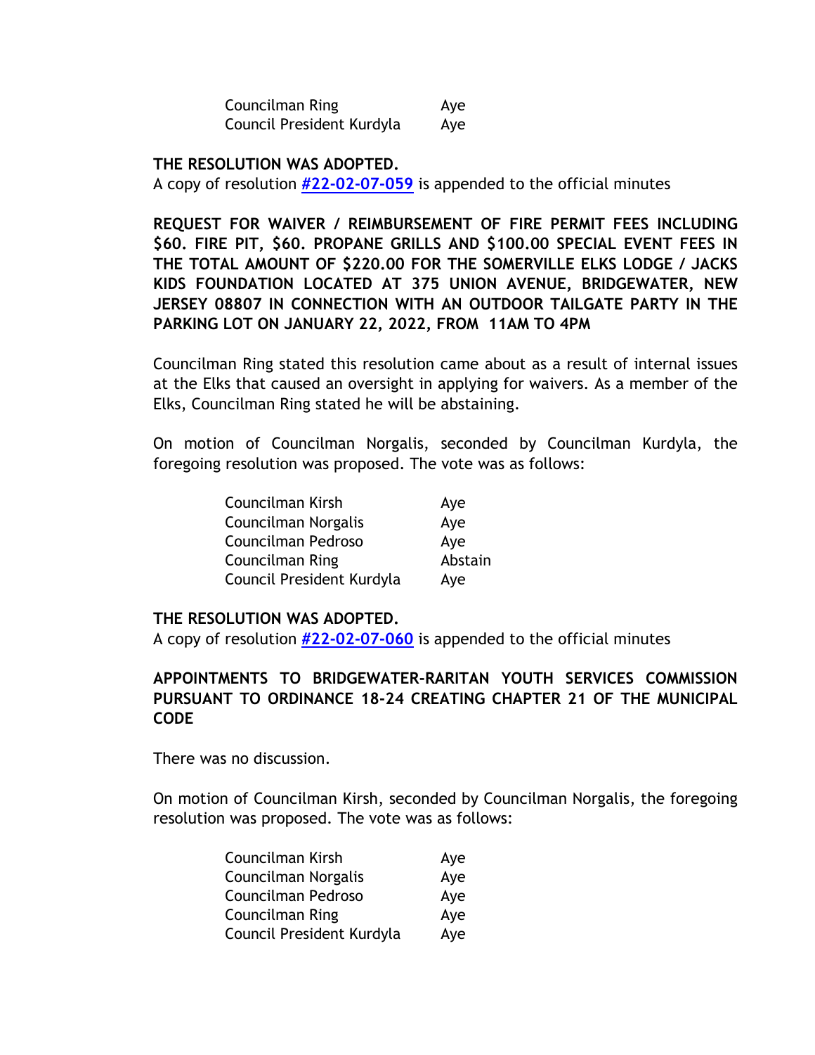| | |
|---|---|
| Councilman Ring | Aye |
| Council President Kurdyla | Aye |

**THE RESOLUTION WAS ADOPTED.**
A copy of resolution **#22-02-07-059** is appended to the official minutes

**REQUEST FOR WAIVER / REIMBURSEMENT OF FIRE PERMIT FEES INCLUDING $60. FIRE PIT, $60. PROPANE GRILLS AND $100.00 SPECIAL EVENT FEES IN THE TOTAL AMOUNT OF $220.00 FOR THE SOMERVILLE ELKS LODGE / JACKS KIDS FOUNDATION LOCATED AT 375 UNION AVENUE, BRIDGEWATER, NEW JERSEY 08807 IN CONNECTION WITH AN OUTDOOR TAILGATE PARTY IN THE PARKING LOT ON JANUARY 22, 2022, FROM 11AM TO 4PM**

Councilman Ring stated this resolution came about as a result of internal issues at the Elks that caused an oversight in applying for waivers. As a member of the Elks, Councilman Ring stated he will be abstaining.

On motion of Councilman Norgalis, seconded by Councilman Kurdyla, the foregoing resolution was proposed. The vote was as follows:

| | |
|---|---|
| Councilman Kirsh | Aye |
| Councilman Norgalis | Aye |
| Councilman Pedroso | Aye |
| Councilman Ring | Abstain |
| Council President Kurdyla | Aye |

**THE RESOLUTION WAS ADOPTED.**
A copy of resolution **#22-02-07-060** is appended to the official minutes

**APPOINTMENTS TO BRIDGEWATER-RARITAN YOUTH SERVICES COMMISSION PURSUANT TO ORDINANCE 18-24 CREATING CHAPTER 21 OF THE MUNICIPAL CODE**

There was no discussion.

On motion of Councilman Kirsh, seconded by Councilman Norgalis, the foregoing resolution was proposed. The vote was as follows:

| | |
|---|---|
| Councilman Kirsh | Aye |
| Councilman Norgalis | Aye |
| Councilman Pedroso | Aye |
| Councilman Ring | Aye |
| Council President Kurdyla | Aye |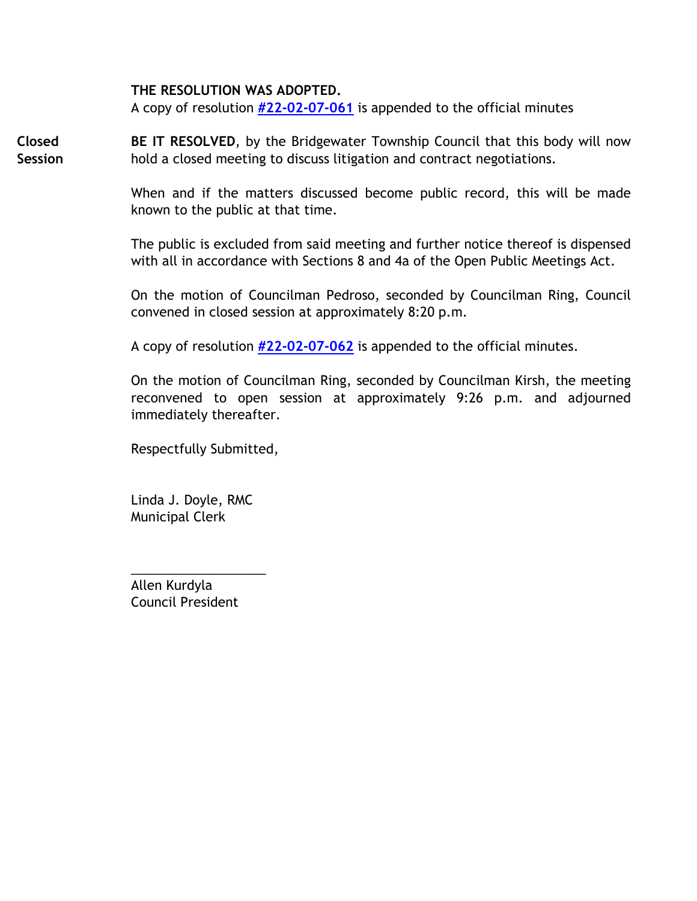**THE RESOLUTION WAS ADOPTED.**
A copy of resolution **#22-02-07-061** is appended to the official minutes

**Closed Session**

**BE IT RESOLVED**, by the Bridgewater Township Council that this body will now hold a closed meeting to discuss litigation and contract negotiations.

When and if the matters discussed become public record, this will be made known to the public at that time.

The public is excluded from said meeting and further notice thereof is dispensed with all in accordance with Sections 8 and 4a of the Open Public Meetings Act.

On the motion of Councilman Pedroso, seconded by Councilman Ring, Council convened in closed session at approximately 8:20 p.m.

A copy of resolution **#22-02-07-062** is appended to the official minutes.

On the motion of Councilman Ring, seconded by Councilman Kirsh, the meeting reconvened to open session at approximately 9:26 p.m. and adjourned immediately thereafter.

Respectfully Submitted,

Linda J. Doyle, RMC
Municipal Clerk

___________________
Allen Kurdyla
Council President